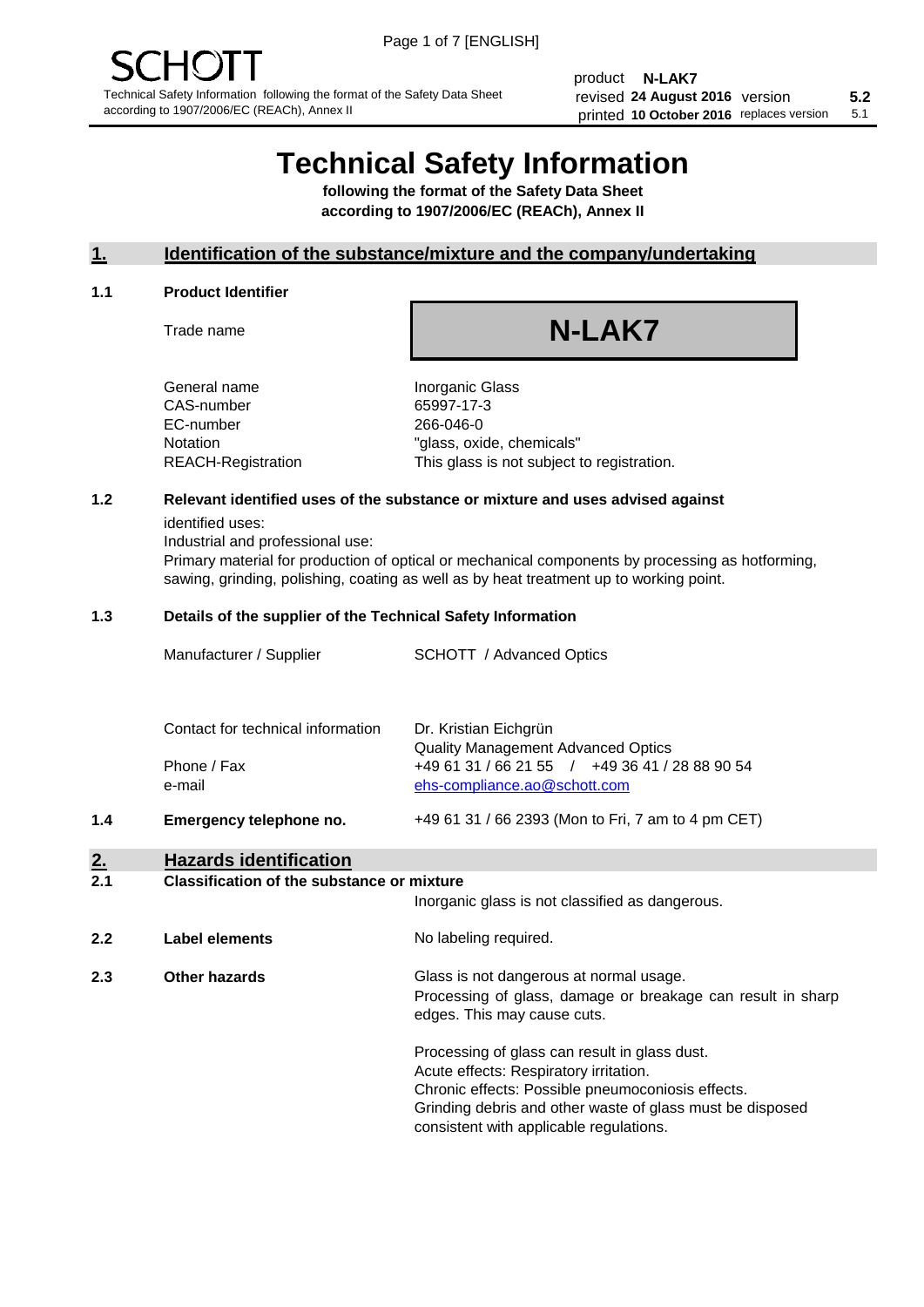SCHOTT

Technical Safety Information following the format of the Safety Data Sheet according to 1907/2006/EC (REACh), Annex II

| product | N-LAK7 | | |
|---|---|---|---|
| revised | 24 August 2016 | version | 5.2 |
| printed | 10 October 2016 | replaces version | 5.1 |

# Technical Safety Information

**following the format of the Safety Data Sheet**
**according to 1907/2006/EC (REACh), Annex II**

## 1. Identification of the substance/mixture and the company/undertaking

### 1.1 Product Identifier

| | |
|---|---|
| Trade name | **N-LAK7** |
| General name | Inorganic Glass |
| CAS-number | 65997-17-3 |
| EC-number | 266-046-0 |
| Notation | "glass, oxide, chemicals" |
| REACH-Registration | This glass is not subject to registration. |

### 1.2 Relevant identified uses of the substance or mixture and uses advised against

identified uses:
Industrial and professional use:
Primary material for production of optical or mechanical components by processing as hotforming, sawing, grinding, polishing, coating as well as by heat treatment up to working point.

### 1.3 Details of the supplier of the Technical Safety Information

| | |
|---|---|
| Manufacturer / Supplier | SCHOTT / Advanced Optics |
| Contact for technical information | Dr. Kristian Eichgrün<br>Quality Management Advanced Optics |
| Phone / Fax | +49 61 31 / 66 21 55 / +49 36 41 / 28 88 90 54 |
| e-mail | ehs-compliance.ao@schott.com |

### 1.4 Emergency telephone no.

+49 61 31 / 66 2393 (Mon to Fri, 7 am to 4 pm CET)

## 2. Hazards identification

### 2.1 Classification of the substance or mixture

Inorganic glass is not classified as dangerous.

### 2.2 Label elements

No labeling required.

### 2.3 Other hazards

Glass is not dangerous at normal usage.
Processing of glass, damage or breakage can result in sharp edges. This may cause cuts.

Processing of glass can result in glass dust.
Acute effects: Respiratory irritation.
Chronic effects: Possible pneumoconiosis effects.
Grinding debris and other waste of glass must be disposed consistent with applicable regulations.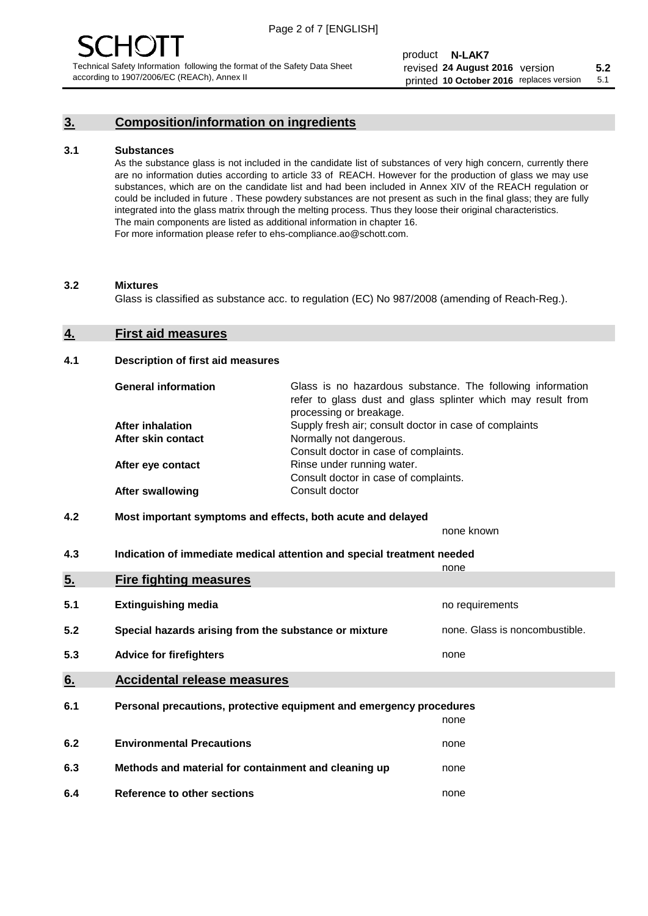## 3. Composition/information on ingredients

### 3.1 Substances

As the substance glass is not included in the candidate list of substances of very high concern, currently there are no information duties according to article 33 of REACH. However for the production of glass we may use substances, which are on the candidate list and had been included in Annex XIV of the REACH regulation or could be included in future . These powdery substances are not present as such in the final glass; they are fully integrated into the glass matrix through the melting process. Thus they loose their original characteristics. The main components are listed as additional information in chapter 16.
For more information please refer to ehs-compliance.ao@schott.com.

### 3.2 Mixtures

Glass is classified as substance acc. to regulation (EC) No 987/2008 (amending of Reach-Reg.).

## 4. First aid measures

### 4.1 Description of first aid measures

| | |
|---|---|
| **General information** | Glass is no hazardous substance. The following information refer to glass dust and glass splinter which may result from processing or breakage. |
| **After inhalation** | Supply fresh air; consult doctor in case of complaints |
| **After skin contact** | Normally not dangerous. Consult doctor in case of complaints. |
| **After eye contact** | Rinse under running water. Consult doctor in case of complaints. |
| **After swallowing** | Consult doctor |

### 4.2 Most important symptoms and effects, both acute and delayed

none known

### 4.3 Indication of immediate medical attention and special treatment needed

none

## 5. Fire fighting measures

| | | |
|---|---|---|
| 5.1 | **Extinguishing media** | no requirements |
| 5.2 | **Special hazards arising from the substance or mixture** | none. Glass is noncombustible. |
| 5.3 | **Advice for firefighters** | none |

## 6. Accidental release measures

| | | |
|---|---|---|
| 6.1 | **Personal precautions, protective equipment and emergency procedures** | none |
| 6.2 | **Environmental Precautions** | none |
| 6.3 | **Methods and material for containment and cleaning up** | none |
| 6.4 | **Reference to other sections** | none |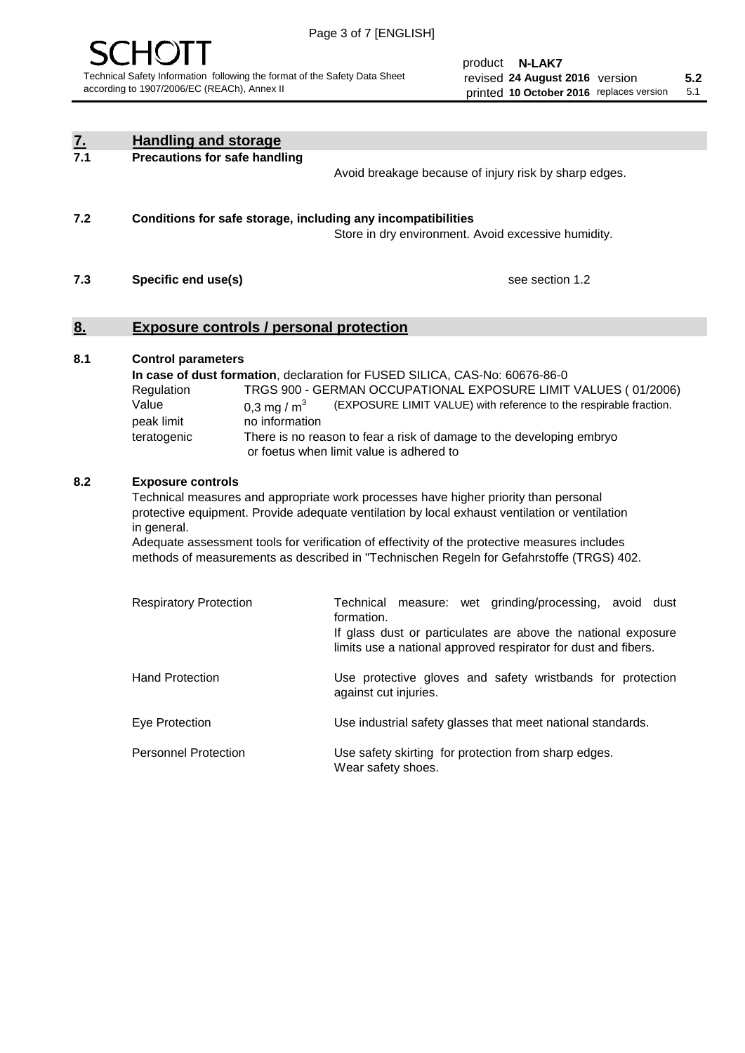## 7. Handling and storage

### 7.1 Precautions for safe handling

Avoid breakage because of injury risk by sharp edges.

### 7.2 Conditions for safe storage, including any incompatibilities

Store in dry environment. Avoid excessive humidity.

### 7.3 Specific end use(s)

see section 1.2

## 8. Exposure controls / personal protection

### 8.1 Control parameters

**In case of dust formation**, declaration for FUSED SILICA, CAS-No: 60676-86-0

| | |
|---|---|
| Regulation | TRGS 900 - GERMAN OCCUPATIONAL EXPOSURE LIMIT VALUES ( 01/2006) |
| Value | 0,3 mg / $m^3$ (EXPOSURE LIMIT VALUE) with reference to the respirable fraction. |
| peak limit | no information |
| teratogenic | There is no reason to fear a risk of damage to the developing embryo or foetus when limit value is adhered to |

### 8.2 Exposure controls

Technical measures and appropriate work processes have higher priority than personal protective equipment. Provide adequate ventilation by local exhaust ventilation or ventilation in general.

Adequate assessment tools for verification of effectivity of the protective measures includes methods of measurements as described in "Technischen Regeln for Gefahrstoffe (TRGS) 402.

| | |
|---|---|
| Respiratory Protection | Technical measure: wet grinding/processing, avoid dust formation. If glass dust or particulates are above the national exposure limits use a national approved respirator for dust and fibers. |
| Hand Protection | Use protective gloves and safety wristbands for protection against cut injuries. |
| Eye Protection | Use industrial safety glasses that meet national standards. |
| Personnel Protection | Use safety skirting for protection from sharp edges. Wear safety shoes. |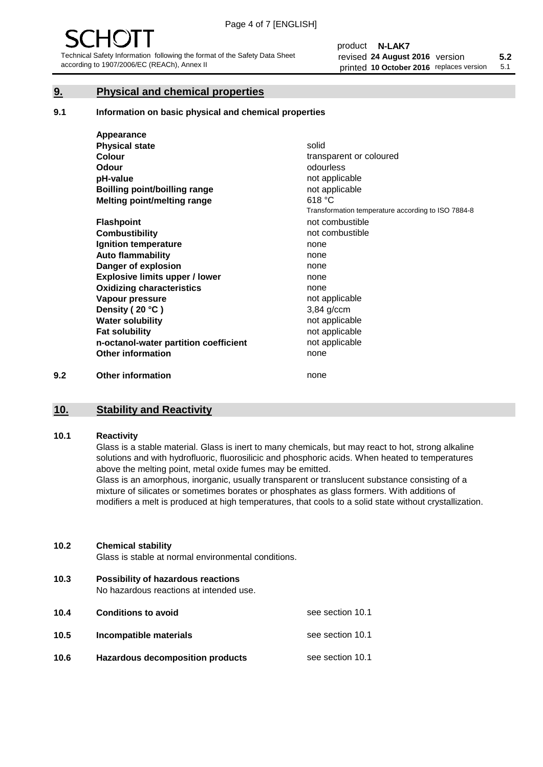## 9. Physical and chemical properties

### 9.1 Information on basic physical and chemical properties

| | |
|---|---|
| **Appearance** | |
| **Physical state** | solid |
| **Colour** | transparent or coloured |
| **Odour** | odourless |
| **pH-value** | not applicable |
| **Boilling point/boilling range** | not applicable |
| **Melting point/melting range** | 618 °C<br>Transformation temperature according to ISO 7884-8 |
| **Flashpoint** | not combustible |
| **Combustibility** | not combustible |
| **Ignition temperature** | none |
| **Auto flammability** | none |
| **Danger of explosion** | none |
| **Explosive limits upper / lower** | none |
| **Oxidizing characteristics** | none |
| **Vapour pressure** | not applicable |
| **Density ( 20 °C )** | 3,84 g/ccm |
| **Water solubility** | not applicable |
| **Fat solubility** | not applicable |
| **n-octanol-water partition coefficient** | not applicable |
| **Other information** | none |

### 9.2 Other information

none

## 10. Stability and Reactivity

### 10.1 Reactivity

Glass is a stable material. Glass is inert to many chemicals, but may react to hot, strong alkaline solutions and with hydrofluoric, fluorosilicic and phosphoric acids. When heated to temperatures above the melting point, metal oxide fumes may be emitted.

Glass is an amorphous, inorganic, usually transparent or translucent substance consisting of a mixture of silicates or sometimes borates or phosphates as glass formers. With additions of modifiers a melt is produced at high temperatures, that cools to a solid state without crystallization.

### 10.2 Chemical stability

Glass is stable at normal environmental conditions.

### 10.3 Possibility of hazardous reactions

No hazardous reactions at intended use.

### 10.4 Conditions to avoid

see section 10.1

### 10.5 Incompatible materials

see section 10.1

### 10.6 Hazardous decomposition products

see section 10.1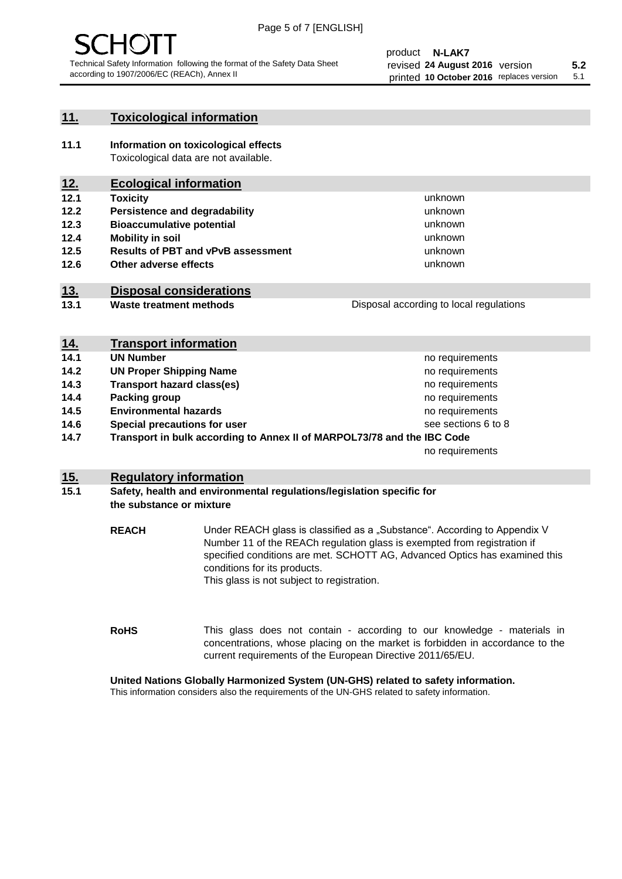## 11. Toxicological information

**11.1 Information on toxicological effects**
Toxicological data are not available.

## 12. Ecological information

| | | |
|---|---|---|
| **12.1** | **Toxicity** | unknown |
| **12.2** | **Persistence and degradability** | unknown |
| **12.3** | **Bioaccumulative potential** | unknown |
| **12.4** | **Mobility in soil** | unknown |
| **12.5** | **Results of PBT and vPvB assessment** | unknown |
| **12.6** | **Other adverse effects** | unknown |

## 13. Disposal considerations

| | | |
|---|---|---|
| **13.1** | **Waste treatment methods** | Disposal according to local regulations |

## 14. Transport information

| | | |
|---|---|---|
| **14.1** | **UN Number** | no requirements |
| **14.2** | **UN Proper Shipping Name** | no requirements |
| **14.3** | **Transport hazard class(es)** | no requirements |
| **14.4** | **Packing group** | no requirements |
| **14.5** | **Environmental hazards** | no requirements |
| **14.6** | **Special precautions for user** | see sections 6 to 8 |
| **14.7** | **Transport in bulk according to Annex II of MARPOL73/78 and the IBC Code** | no requirements |

## 15. Regulatory information

**15.1 Safety, health and environmental regulations/legislation specific for the substance or mixture**

**REACH** Under REACH glass is classified as a „Substance". According to Appendix V Number 11 of the REACh regulation glass is exempted from registration if specified conditions are met. SCHOTT AG, Advanced Optics has examined this conditions for its products.
This glass is not subject to registration.

**RoHS** This glass does not contain - according to our knowledge - materials in concentrations, whose placing on the market is forbidden in accordance to the current requirements of the European Directive 2011/65/EU.

**United Nations Globally Harmonized System (UN-GHS) related to safety information.**
This information considers also the requirements of the UN-GHS related to safety information.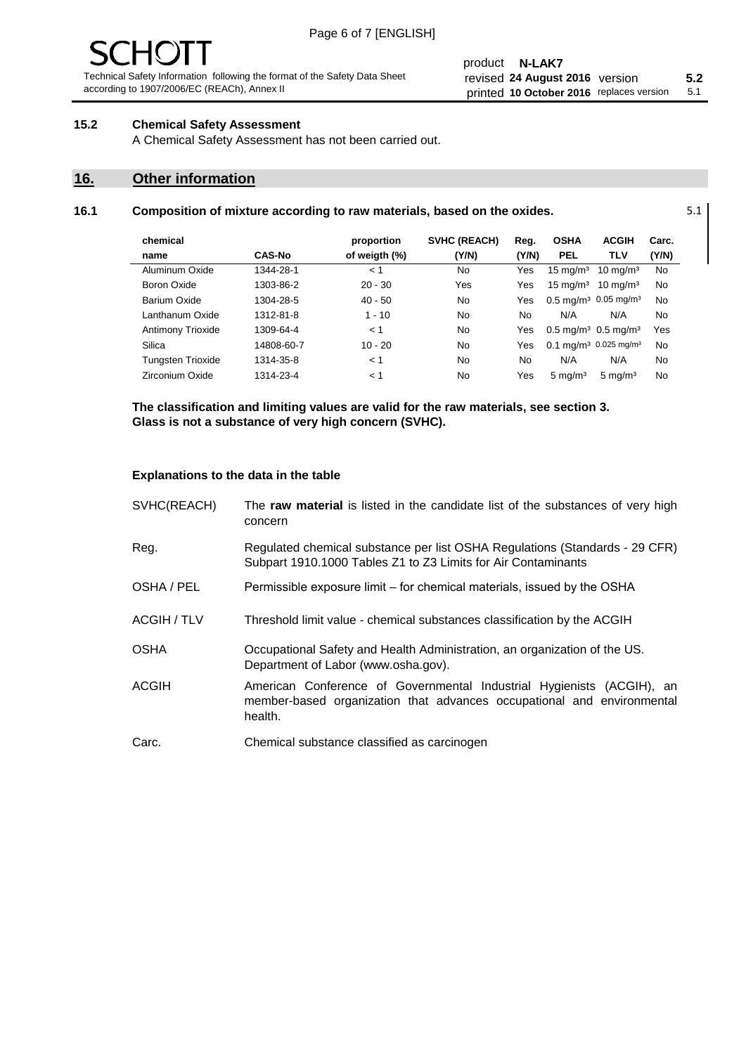## 15.2 Chemical Safety Assessment

A Chemical Safety Assessment has not been carried out.

# 16. Other information

## 16.1 Composition of mixture according to raw materials, based on the oxides.

5.1

| chemical name | CAS-No | proportion of weigth (%) | SVHC (REACH) (Y/N) | Reg. (Y/N) | OSHA PEL | ACGIH TLV | Carc. (Y/N) |
|---|---|---|---|---|---|---|---|
| Aluminum Oxide | 1344-28-1 | < 1 | No | Yes | 15 mg/m³ | 10 mg/m³ | No |
| Boron Oxide | 1303-86-2 | 20 - 30 | Yes | Yes | 15 mg/m³ | 10 mg/m³ | No |
| Barium Oxide | 1304-28-5 | 40 - 50 | No | Yes | 0.5 mg/m³ | 0.05 mg/m³ | No |
| Lanthanum Oxide | 1312-81-8 | 1 - 10 | No | No | N/A | N/A | No |
| Antimony Trioxide | 1309-64-4 | < 1 | No | Yes | 0.5 mg/m³ | 0.5 mg/m³ | Yes |
| Silica | 14808-60-7 | 10 - 20 | No | Yes | 0.1 mg/m³ | 0.025 mg/m³ | No |
| Tungsten Trioxide | 1314-35-8 | < 1 | No | No | N/A | N/A | No |
| Zirconium Oxide | 1314-23-4 | < 1 | No | Yes | 5 mg/m³ | 5 mg/m³ | No |

**The classification and limiting values are valid for the raw materials, see section 3.**
**Glass is not a substance of very high concern (SVHC).**

**Explanations to the data in the table**

| | |
|---|---|
| SVHC(REACH) | The **raw material** is listed in the candidate list of the substances of very high concern |
| Reg. | Regulated chemical substance per list OSHA Regulations (Standards - 29 CFR) Subpart 1910.1000 Tables Z1 to Z3 Limits for Air Contaminants |
| OSHA / PEL | Permissible exposure limit – for chemical materials, issued by the OSHA |
| ACGIH / TLV | Threshold limit value - chemical substances classification by the ACGIH |
| OSHA | Occupational Safety and Health Administration, an organization of the US. Department of Labor (www.osha.gov). |
| ACGIH | American Conference of Governmental Industrial Hygienists (ACGIH), an member-based organization that advances occupational and environmental health. |
| Carc. | Chemical substance classified as carcinogen |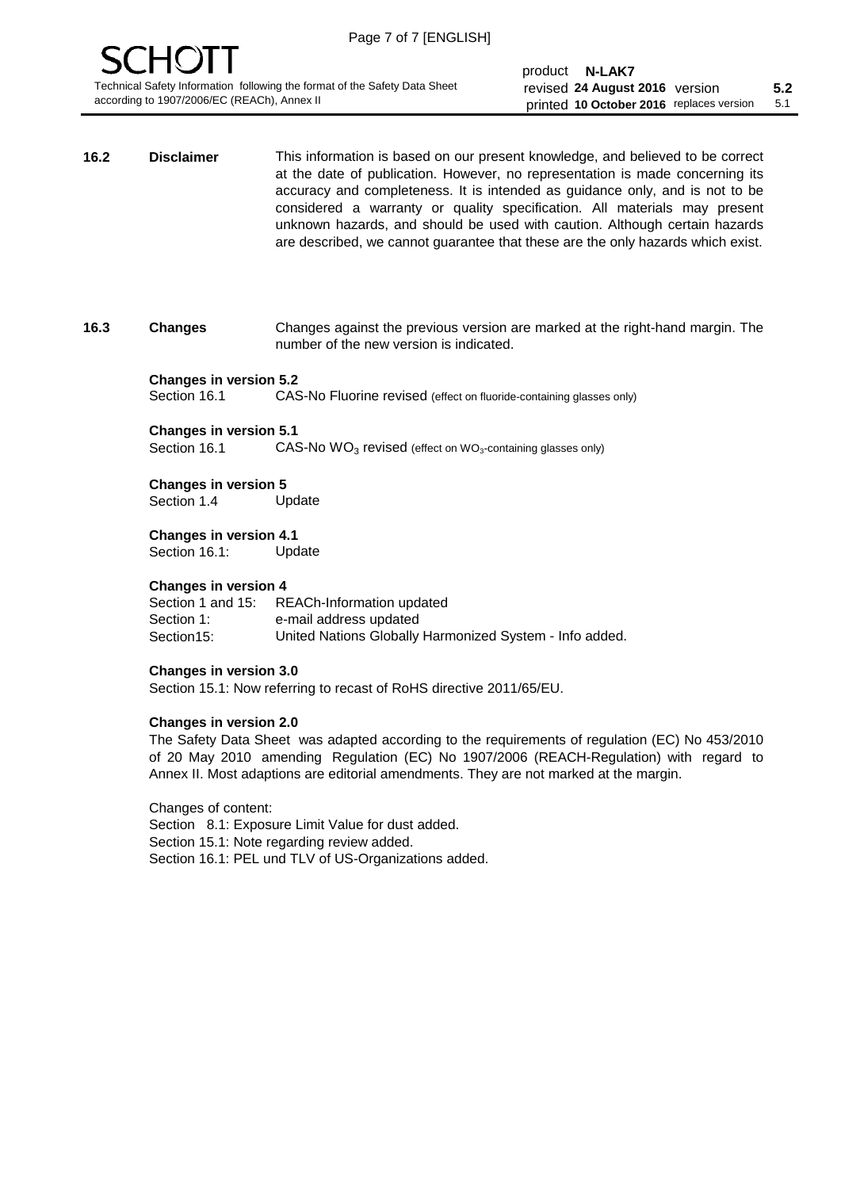## 16.2 Disclaimer

This information is based on our present knowledge, and believed to be correct at the date of publication. However, no representation is made concerning its accuracy and completeness. It is intended as guidance only, and is not to be considered a warranty or quality specification. All materials may present unknown hazards, and should be used with caution. Although certain hazards are described, we cannot guarantee that these are the only hazards which exist.

## 16.3 Changes

Changes against the previous version are marked at the right-hand margin. The number of the new version is indicated.

**Changes in version 5.2**

Section 16.1 CAS-No Fluorine revised (effect on fluoride-containing glasses only)

**Changes in version 5.1**

Section 16.1 CAS-No $WO_3$ revised (effect on $WO_3$-containing glasses only)

**Changes in version 5**

Section 1.4 Update

**Changes in version 4.1**

Section 16.1: Update

**Changes in version 4**

Section 1 and 15: REACh-Information updated
Section 1: e-mail address updated
Section15: United Nations Globally Harmonized System - Info added.

**Changes in version 3.0**

Section 15.1: Now referring to recast of RoHS directive 2011/65/EU.

**Changes in version 2.0**

The Safety Data Sheet was adapted according to the requirements of regulation (EC) No 453/2010 of 20 May 2010 amending Regulation (EC) No 1907/2006 (REACH-Regulation) with regard to Annex II. Most adaptions are editorial amendments. They are not marked at the margin.

Changes of content:
Section 8.1: Exposure Limit Value for dust added.
Section 15.1: Note regarding review added.
Section 16.1: PEL und TLV of US-Organizations added.